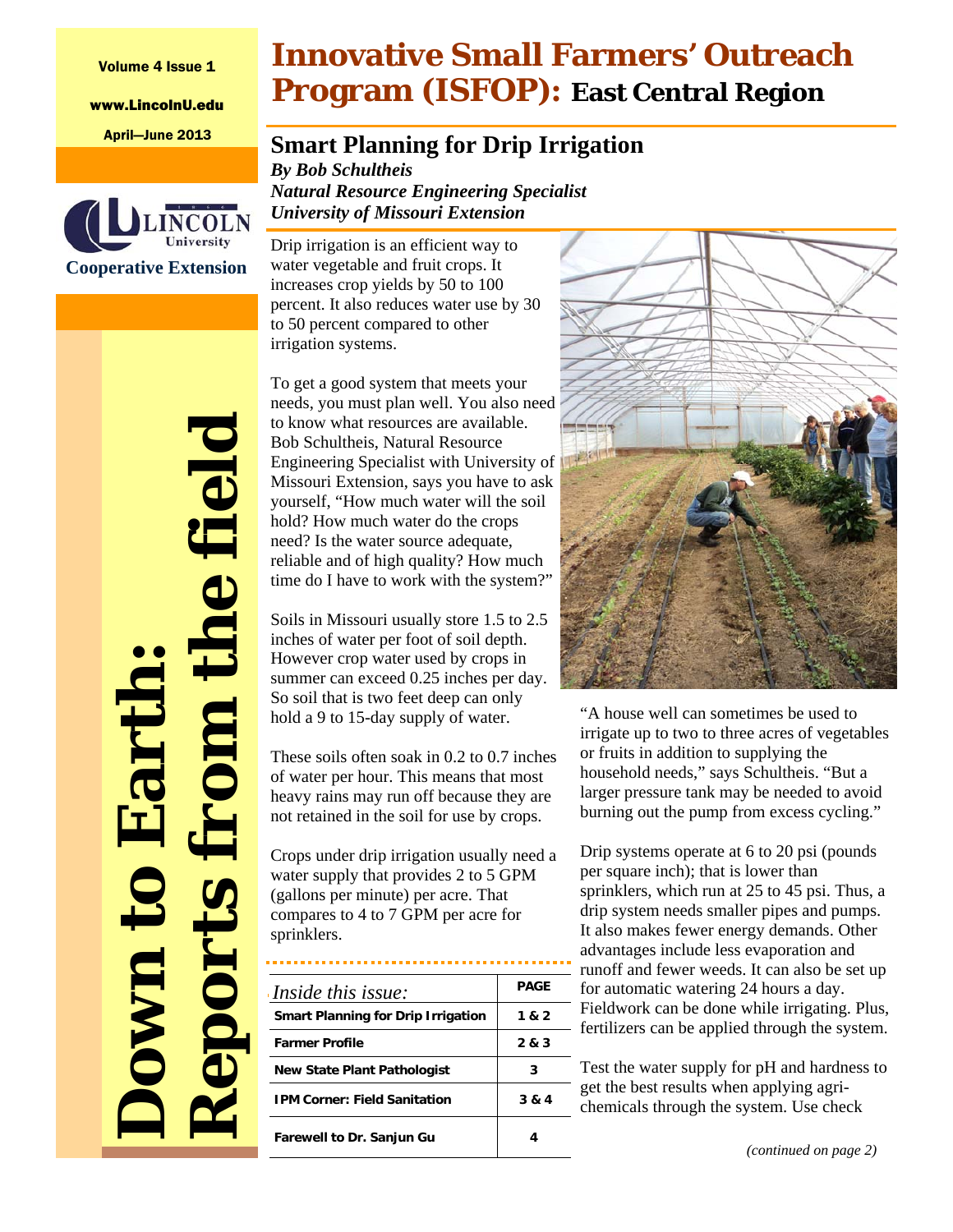Volume 4 Issue 1

www.LincolnU.edu

April—June 2013

Lincoln University Cooperative Extension

**Down to Earth: Reports from the field**

# Innovative Small Farmers' Outreach Program (ISFOP): East Central Region

## Smart Planning for Drip Irrigation

***By Bob Schultheis***
***Natural Resource Engineering Specialist***
***University of Missouri Extension***

Drip irrigation is an efficient way to water vegetable and fruit crops. It increases crop yields by 50 to 100 percent. It also reduces water use by 30 to 50 percent compared to other irrigation systems.

To get a good system that meets your needs, you must plan well. You also need to know what resources are available. Bob Schultheis, Natural Resource Engineering Specialist with University of Missouri Extension, says you have to ask yourself, "How much water will the soil hold? How much water do the crops need? Is the water source adequate, reliable and of high quality? How much time do I have to work with the system?"

Soils in Missouri usually store 1.5 to 2.5 inches of water per foot of soil depth. However crop water used by crops in summer can exceed 0.25 inches per day. So soil that is two feet deep can only hold a 9 to 15-day supply of water.

These soils often soak in 0.2 to 0.7 inches of water per hour. This means that most heavy rains may run off because they are not retained in the soil for use by crops.

Crops under drip irrigation usually need a water supply that provides 2 to 5 GPM (gallons per minute) per acre. That compares to 4 to 7 GPM per acre for sprinklers.

"A house well can sometimes be used to irrigate up to two to three acres of vegetables or fruits in addition to supplying the household needs," says Schultheis. "But a larger pressure tank may be needed to avoid burning out the pump from excess cycling."

Drip systems operate at 6 to 20 psi (pounds per square inch); that is lower than sprinklers, which run at 25 to 45 psi. Thus, a drip system needs smaller pipes and pumps. It also makes fewer energy demands. Other advantages include less evaporation and runoff and fewer weeds. It can also be set up for automatic watering 24 hours a day. Fieldwork can be done while irrigating. Plus, fertilizers can be applied through the system.

Test the water supply for pH and hardness to get the best results when applying agri-chemicals through the system. Use check

*(continued on page 2)*

| *Inside this issue:* | PAGE |
|---|---|
| Smart Planning for Drip Irrigation | 1 & 2 |
| Farmer Profile | 2 & 3 |
| New State Plant Pathologist | 3 |
| IPM Corner: Field Sanitation | 3 & 4 |
| Farewell to Dr. Sanjun Gu | 4 |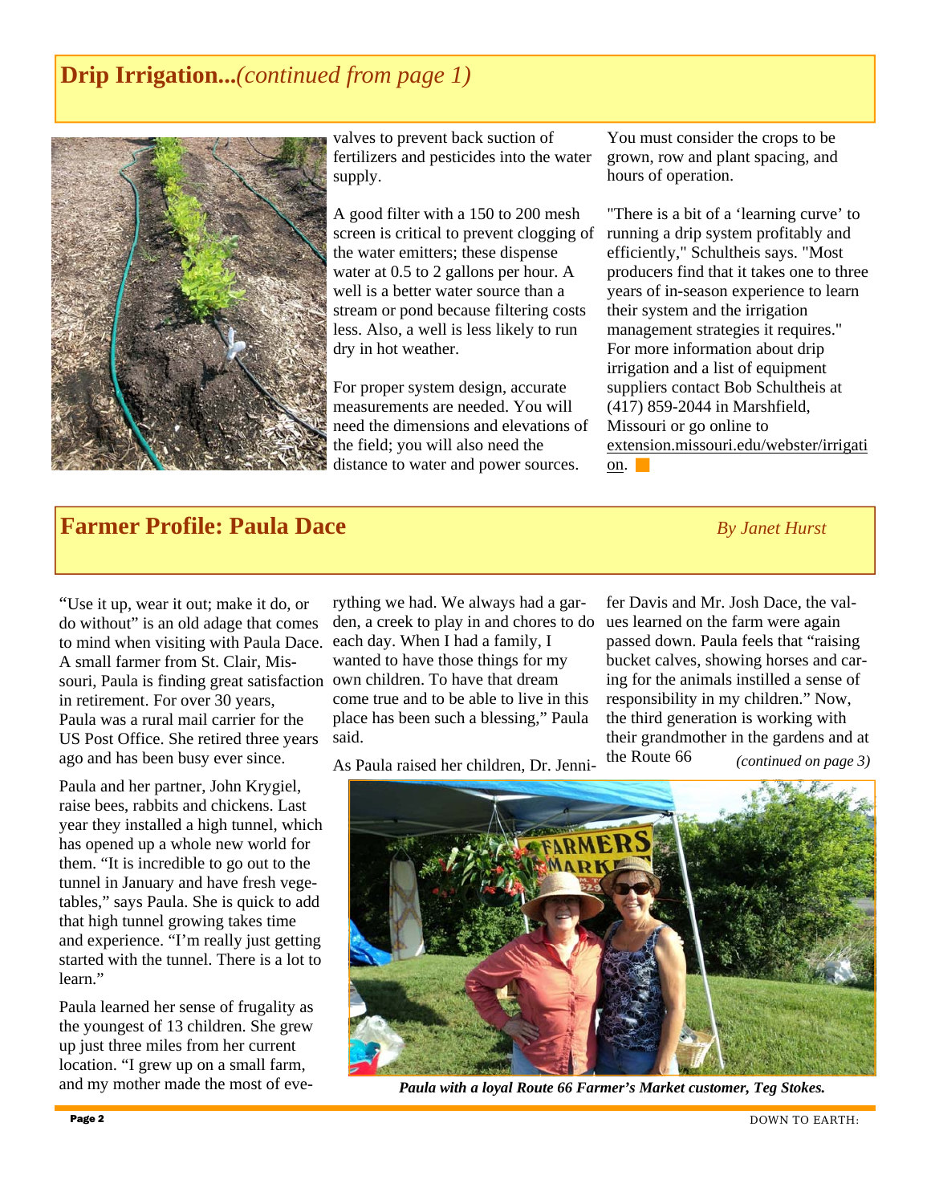## Drip Irrigation...*(continued from page 1)*

valves to prevent back suction of fertilizers and pesticides into the water supply.

A good filter with a 150 to 200 mesh screen is critical to prevent clogging of the water emitters; these dispense water at 0.5 to 2 gallons per hour. A well is a better water source than a stream or pond because filtering costs less. Also, a well is less likely to run dry in hot weather.

For proper system design, accurate measurements are needed. You will need the dimensions and elevations of the field; you will also need the distance to water and power sources. You must consider the crops to be grown, row and plant spacing, and hours of operation.

"There is a bit of a 'learning curve' to running a drip system profitably and efficiently," Schultheis says. "Most producers find that it takes one to three years of in-season experience to learn their system and the irrigation management strategies it requires." For more information about drip irrigation and a list of equipment suppliers contact Bob Schultheis at (417) 859-2044 in Marshfield, Missouri or go online to extension.missouri.edu/webster/irrigation.

## Farmer Profile: Paula Dace

*By Janet Hurst*

"Use it up, wear it out; make it do, or do without" is an old adage that comes to mind when visiting with Paula Dace. A small farmer from St. Clair, Missouri, Paula is finding great satisfaction in retirement. For over 30 years, Paula was a rural mail carrier for the US Post Office. She retired three years ago and has been busy ever since.

Paula and her partner, John Krygiel, raise bees, rabbits and chickens. Last year they installed a high tunnel, which has opened up a whole new world for them. "It is incredible to go out to the tunnel in January and have fresh vegetables," says Paula. She is quick to add that high tunnel growing takes time and experience. "I'm really just getting started with the tunnel. There is a lot to learn."

Paula learned her sense of frugality as the youngest of 13 children. She grew up just three miles from her current location. "I grew up on a small farm, and my mother made the most of everything we had. We always had a garden, a creek to play in and chores to do each day. When I had a family, I wanted to have those things for my own children. To have that dream come true and to be able to live in this place has been such a blessing," Paula said.

As Paula raised her children, Dr. Jennifer Davis and Mr. Josh Dace, the values learned on the farm were again passed down. Paula feels that "raising bucket calves, showing horses and caring for the animals instilled a sense of responsibility in my children." Now, the third generation is working with their grandmother in the gardens and at the Route 66 *(continued on page 3)*

***Paula with a loyal Route 66 Farmer's Market customer, Teg Stokes.***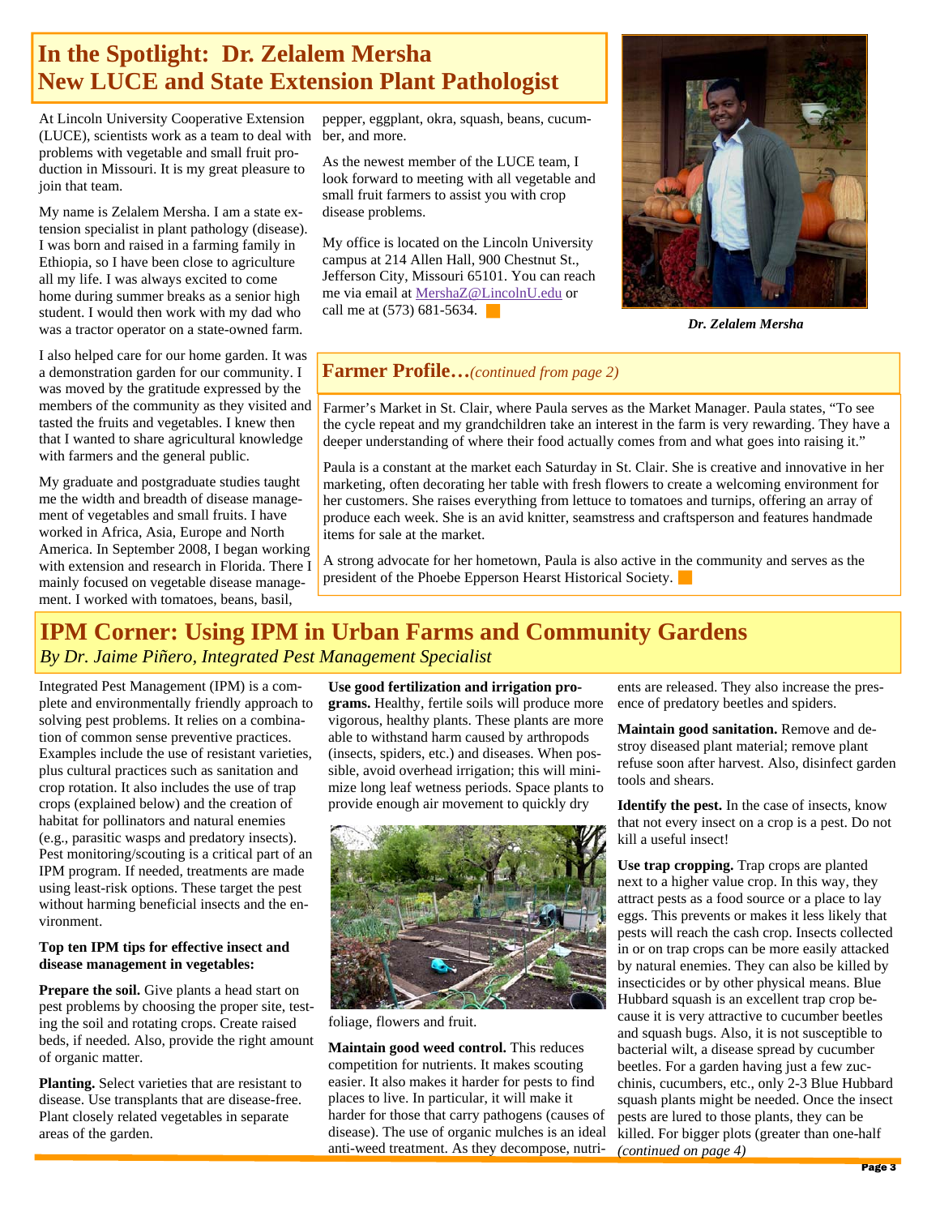# In the Spotlight: Dr. Zelalem Mersha New LUCE and State Extension Plant Pathologist

At Lincoln University Cooperative Extension (LUCE), scientists work as a team to deal with problems with vegetable and small fruit production in Missouri. It is my great pleasure to join that team.

My name is Zelalem Mersha. I am a state extension specialist in plant pathology (disease). I was born and raised in a farming family in Ethiopia, so I have been close to agriculture all my life. I was always excited to come home during summer breaks as a senior high student. I would then work with my dad who was a tractor operator on a state-owned farm.

I also helped care for our home garden. It was a demonstration garden for our community. I was moved by the gratitude expressed by the members of the community as they visited and tasted the fruits and vegetables. I knew then that I wanted to share agricultural knowledge with farmers and the general public.

My graduate and postgraduate studies taught me the width and breadth of disease management of vegetables and small fruits. I have worked in Africa, Asia, Europe and North America. In September 2008, I began working with extension and research in Florida. There I mainly focused on vegetable disease management. I worked with tomatoes, beans, basil, pepper, eggplant, okra, squash, beans, cucumber, and more.

As the newest member of the LUCE team, I look forward to meeting with all vegetable and small fruit farmers to assist you with crop disease problems.

My office is located on the Lincoln University campus at 214 Allen Hall, 900 Chestnut St., Jefferson City, Missouri 65101. You can reach me via email at MershaZ@LincolnU.edu or call me at (573) 681-5634.

*Dr. Zelalem Mersha*

## Farmer Profile…*(continued from page 2)*

Farmer's Market in St. Clair, where Paula serves as the Market Manager. Paula states, "To see the cycle repeat and my grandchildren take an interest in the farm is very rewarding. They have a deeper understanding of where their food actually comes from and what goes into raising it."

Paula is a constant at the market each Saturday in St. Clair. She is creative and innovative in her marketing, often decorating her table with fresh flowers to create a welcoming environment for her customers. She raises everything from lettuce to tomatoes and turnips, offering an array of produce each week. She is an avid knitter, seamstress and craftsperson and features handmade items for sale at the market.

A strong advocate for her hometown, Paula is also active in the community and serves as the president of the Phoebe Epperson Hearst Historical Society.

# IPM Corner: Using IPM in Urban Farms and Community Gardens

*By Dr. Jaime Piñero, Integrated Pest Management Specialist*

Integrated Pest Management (IPM) is a complete and environmentally friendly approach to solving pest problems. It relies on a combination of common sense preventive practices. Examples include the use of resistant varieties, plus cultural practices such as sanitation and crop rotation. It also includes the use of trap crops (explained below) and the creation of habitat for pollinators and natural enemies (e.g., parasitic wasps and predatory insects). Pest monitoring/scouting is a critical part of an IPM program. If needed, treatments are made using least-risk options. These target the pest without harming beneficial insects and the environment.

**Top ten IPM tips for effective insect and disease management in vegetables:**

**Prepare the soil.** Give plants a head start on pest problems by choosing the proper site, testing the soil and rotating crops. Create raised beds, if needed. Also, provide the right amount of organic matter.

**Planting.** Select varieties that are resistant to disease. Use transplants that are disease-free. Plant closely related vegetables in separate areas of the garden.

**Use good fertilization and irrigation programs.** Healthy, fertile soils will produce more vigorous, healthy plants. These plants are more able to withstand harm caused by arthropods (insects, spiders, etc.) and diseases. When possible, avoid overhead irrigation; this will minimize long leaf wetness periods. Space plants to provide enough air movement to quickly dry foliage, flowers and fruit.

**Maintain good weed control.** This reduces competition for nutrients. It makes scouting easier. It also makes it harder for pests to find places to live. In particular, it will make it harder for those that carry pathogens (causes of disease). The use of organic mulches is an ideal anti-weed treatment. As they decompose, nutrients are released. They also increase the presence of predatory beetles and spiders.

**Maintain good sanitation.** Remove and destroy diseased plant material; remove plant refuse soon after harvest. Also, disinfect garden tools and shears.

**Identify the pest.** In the case of insects, know that not every insect on a crop is a pest. Do not kill a useful insect!

**Use trap cropping.** Trap crops are planted next to a higher value crop. In this way, they attract pests as a food source or a place to lay eggs. This prevents or makes it less likely that pests will reach the cash crop. Insects collected in or on trap crops can be more easily attacked by natural enemies. They can also be killed by insecticides or by other physical means. Blue Hubbard squash is an excellent trap crop because it is very attractive to cucumber beetles and squash bugs. Also, it is not susceptible to bacterial wilt, a disease spread by cucumber beetles. For a garden having just a few zucchinis, cucumbers, etc., only 2-3 Blue Hubbard squash plants might be needed. Once the insect pests are lured to those plants, they can be killed. For bigger plots (greater than one-half *(continued on page 4)*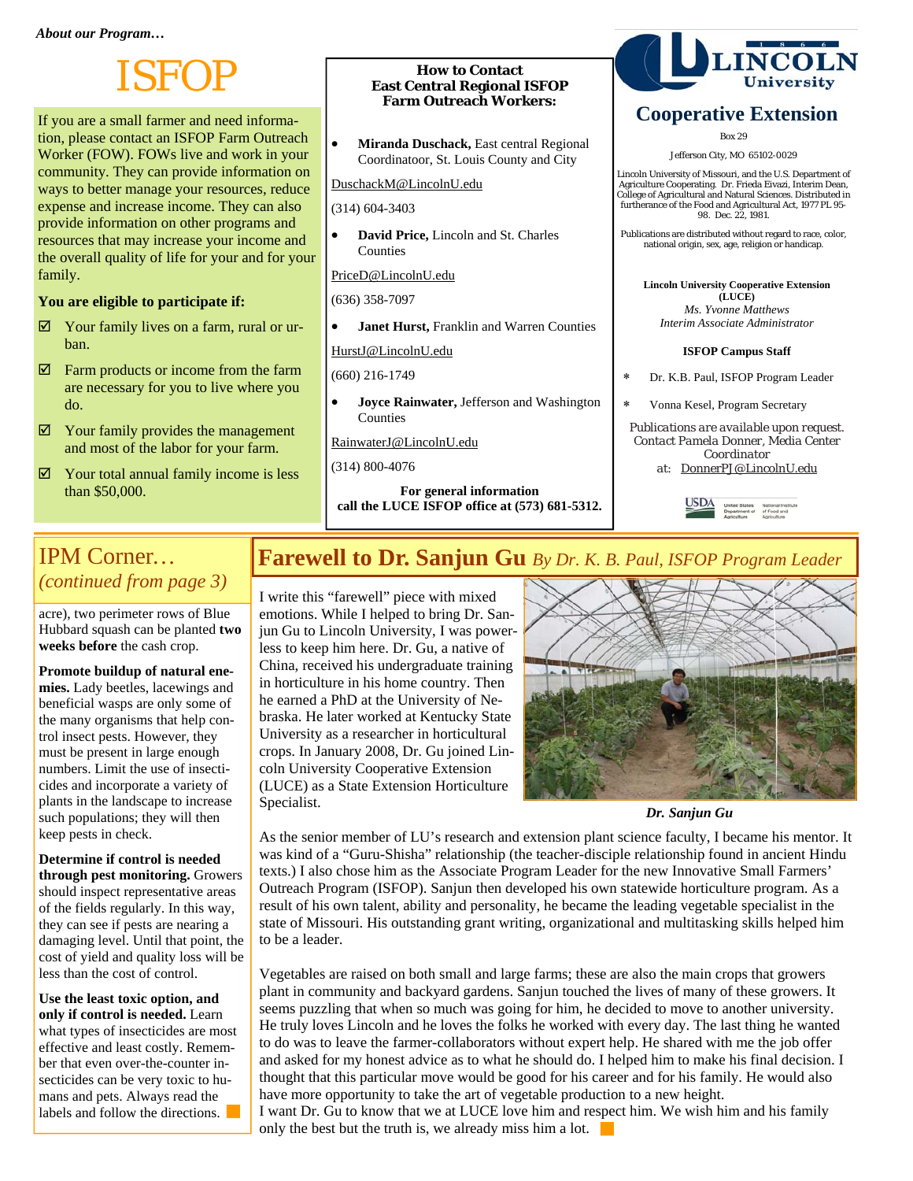*About our Program…*

# ISFOP

If you are a small farmer and need information, please contact an ISFOP Farm Outreach Worker (FOW). FOWs live and work in your community. They can provide information on ways to better manage your resources, reduce expense and increase income. They can also provide information on other programs and resources that may increase your income and the overall quality of life for your and for your family.

**You are eligible to participate if:**

- ☑ Your family lives on a farm, rural or urban.
- ☑ Farm products or income from the farm are necessary for you to live where you do.
- ☑ Your family provides the management and most of the labor for your farm.
- ☑ Your total annual family income is less than $50,000.

**How to Contact East Central Regional ISFOP Farm Outreach Workers:**

- **Miranda Duschack,** East central Regional Coordinatoor, St. Louis County and City

DuschackM@LincolnU.edu

(314) 604-3403

- **David Price,** Lincoln and St. Charles Counties

PriceD@LincolnU.edu

(636) 358-7097

- **Janet Hurst,** Franklin and Warren Counties

HurstJ@LincolnU.edu

(660) 216-1749

- **Joyce Rainwater,** Jefferson and Washington Counties

RainwaterJ@LincolnU.edu

(314) 800-4076

**For general information call the LUCE ISFOP office at (573) 681-5312.**

1866 LINCOLN University

## Cooperative Extension

Box 29

Jefferson City, MO 65102-0029

Lincoln University of Missouri, and the U.S. Department of Agriculture Cooperating. Dr. Frieda Eivazi, Interim Dean, College of Agricultural and Natural Sciences. Distributed in furtherance of the Food and Agricultural Act, 1977 PL 95-98. Dec. 22, 1981.

Publications are distributed without regard to race, color, national origin, sex, age, religion or handicap.

**Lincoln University Cooperative Extension (LUCE)**
*Ms. Yvonne Matthews*
*Interim Associate Administrator*

**ISFOP Campus Staff**

- \* Dr. K.B. Paul, ISFOP Program Leader
- \* Vonna Kesel, Program Secretary

*Publications are available upon request. Contact Pamela Donner, Media Center Coordinator at:* DonnerPJ@LincolnU.edu

USDA United States Department of Agriculture National Institute of Food and Agriculture

## IPM Corner… *(continued from page 3)*

acre), two perimeter rows of Blue Hubbard squash can be planted **two weeks before** the cash crop.

**Promote buildup of natural enemies.** Lady beetles, lacewings and beneficial wasps are only some of the many organisms that help control insect pests. However, they must be present in large enough numbers. Limit the use of insecticides and incorporate a variety of plants in the landscape to increase such populations; they will then keep pests in check.

**Determine if control is needed through pest monitoring.** Growers should inspect representative areas of the fields regularly. In this way, they can see if pests are nearing a damaging level. Until that point, the cost of yield and quality loss will be less than the cost of control.

**Use the least toxic option, and only if control is needed.** Learn what types of insecticides are most effective and least costly. Remember that even over-the-counter insecticides can be very toxic to humans and pets. Always read the labels and follow the directions.

## Farewell to Dr. Sanjun Gu *By Dr. K. B. Paul, ISFOP Program Leader*

I write this "farewell" piece with mixed emotions. While I helped to bring Dr. Sanjun Gu to Lincoln University, I was powerless to keep him here. Dr. Gu, a native of China, received his undergraduate training in horticulture in his home country. Then he earned a PhD at the University of Nebraska. He later worked at Kentucky State University as a researcher in horticultural crops. In January 2008, Dr. Gu joined Lincoln University Cooperative Extension (LUCE) as a State Extension Horticulture Specialist.

*Dr. Sanjun Gu*

As the senior member of LU's research and extension plant science faculty, I became his mentor. It was kind of a "Guru-Shisha" relationship (the teacher-disciple relationship found in ancient Hindu texts.) I also chose him as the Associate Program Leader for the new Innovative Small Farmers' Outreach Program (ISFOP). Sanjun then developed his own statewide horticulture program. As a result of his own talent, ability and personality, he became the leading vegetable specialist in the state of Missouri. His outstanding grant writing, organizational and multitasking skills helped him to be a leader.

Vegetables are raised on both small and large farms; these are also the main crops that growers plant in community and backyard gardens. Sanjun touched the lives of many of these growers. It seems puzzling that when so much was going for him, he decided to move to another university. He truly loves Lincoln and he loves the folks he worked with every day. The last thing he wanted to do was to leave the farmer-collaborators without expert help. He shared with me the job offer and asked for my honest advice as to what he should do. I helped him to make his final decision. I thought that this particular move would be good for his career and for his family. He would also have more opportunity to take the art of vegetable production to a new height.
I want Dr. Gu to know that we at LUCE love him and respect him. We wish him and his family only the best but the truth is, we already miss him a lot.